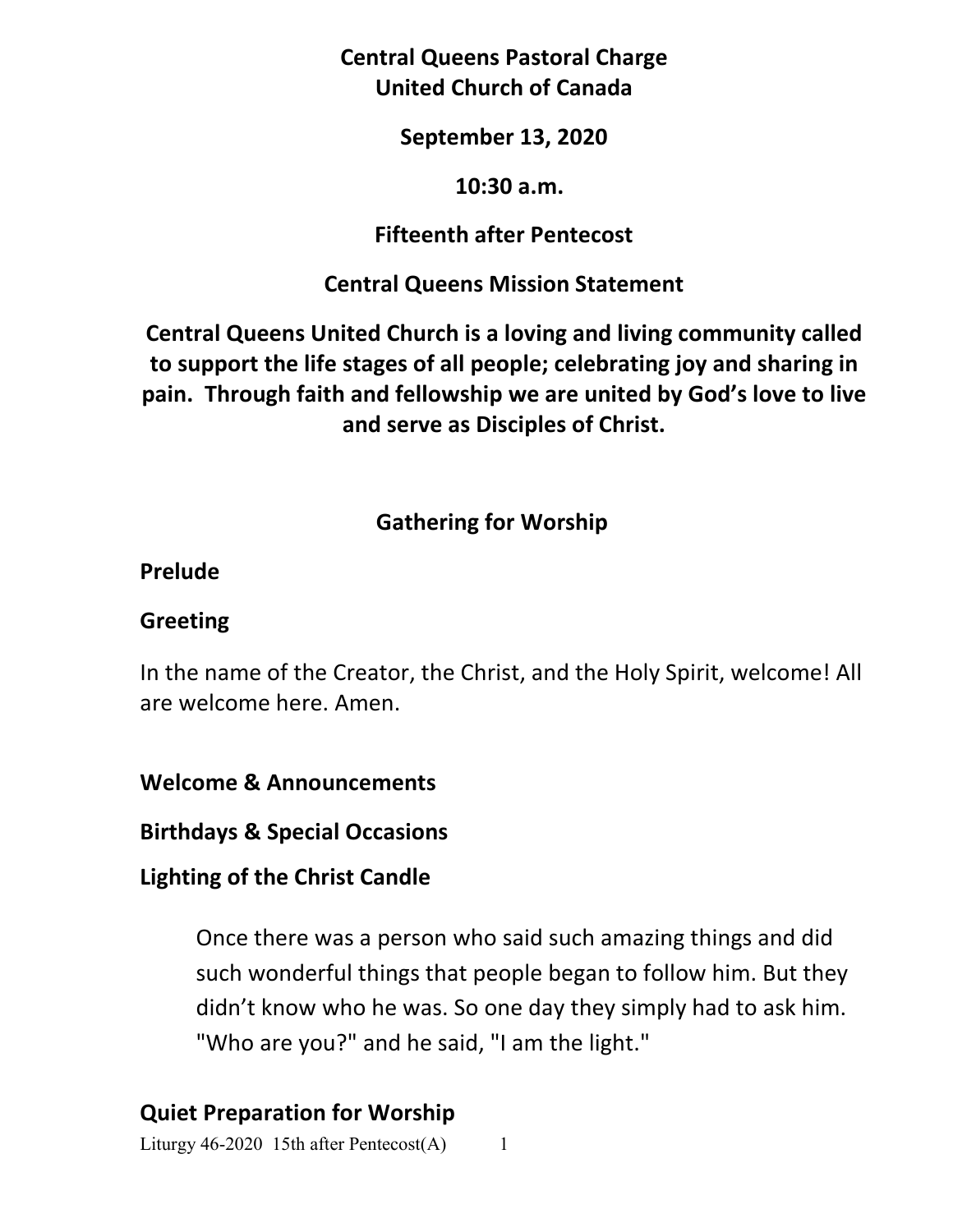**Central Queens Pastoral Charge**
**United Church of Canada**

**September 13, 2020**

**10:30 a.m.**

**Fifteenth after Pentecost**

**Central Queens Mission Statement**

**Central Queens United Church is a loving and living community called to support the life stages of all people; celebrating joy and sharing in pain. Through faith and fellowship we are united by God's love to live and serve as Disciples of Christ.**

## Gathering for Worship

**Prelude**

**Greeting**

In the name of the Creator, the Christ, and the Holy Spirit, welcome! All are welcome here. Amen.

**Welcome & Announcements**

**Birthdays & Special Occasions**

**Lighting of the Christ Candle**

> Once there was a person who said such amazing things and did such wonderful things that people began to follow him. But they didn't know who he was. So one day they simply had to ask him. "Who are you?" and he said, "I am the light."

**Quiet Preparation for Worship**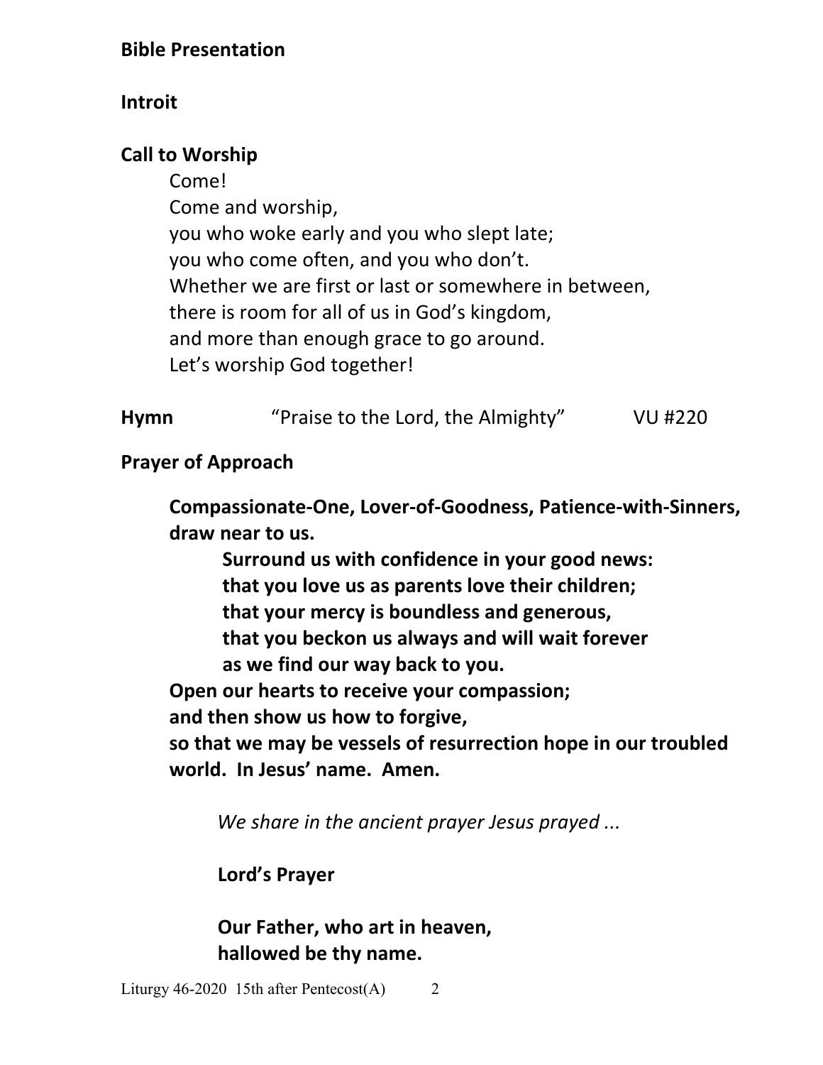**Bible Presentation**

**Introit**

**Call to Worship**

Come!
Come and worship,
you who woke early and you who slept late;
you who come often, and you who don't.
Whether we are first or last or somewhere in between,
there is room for all of us in God's kingdom,
and more than enough grace to go around.
Let's worship God together!

**Hymn** "Praise to the Lord, the Almighty" VU #220

**Prayer of Approach**

**Compassionate-One, Lover-of-Goodness, Patience-with-Sinners, draw near to us.**
**Surround us with confidence in your good news:**
**that you love us as parents love their children;**
**that your mercy is boundless and generous,**
**that you beckon us always and will wait forever**
**as we find our way back to you.**
**Open our hearts to receive your compassion;**
**and then show us how to forgive,**
**so that we may be vessels of resurrection hope in our troubled world. In Jesus' name. Amen.**

*We share in the ancient prayer Jesus prayed ...*

**Lord's Prayer**

**Our Father, who art in heaven,**
**hallowed be thy name.**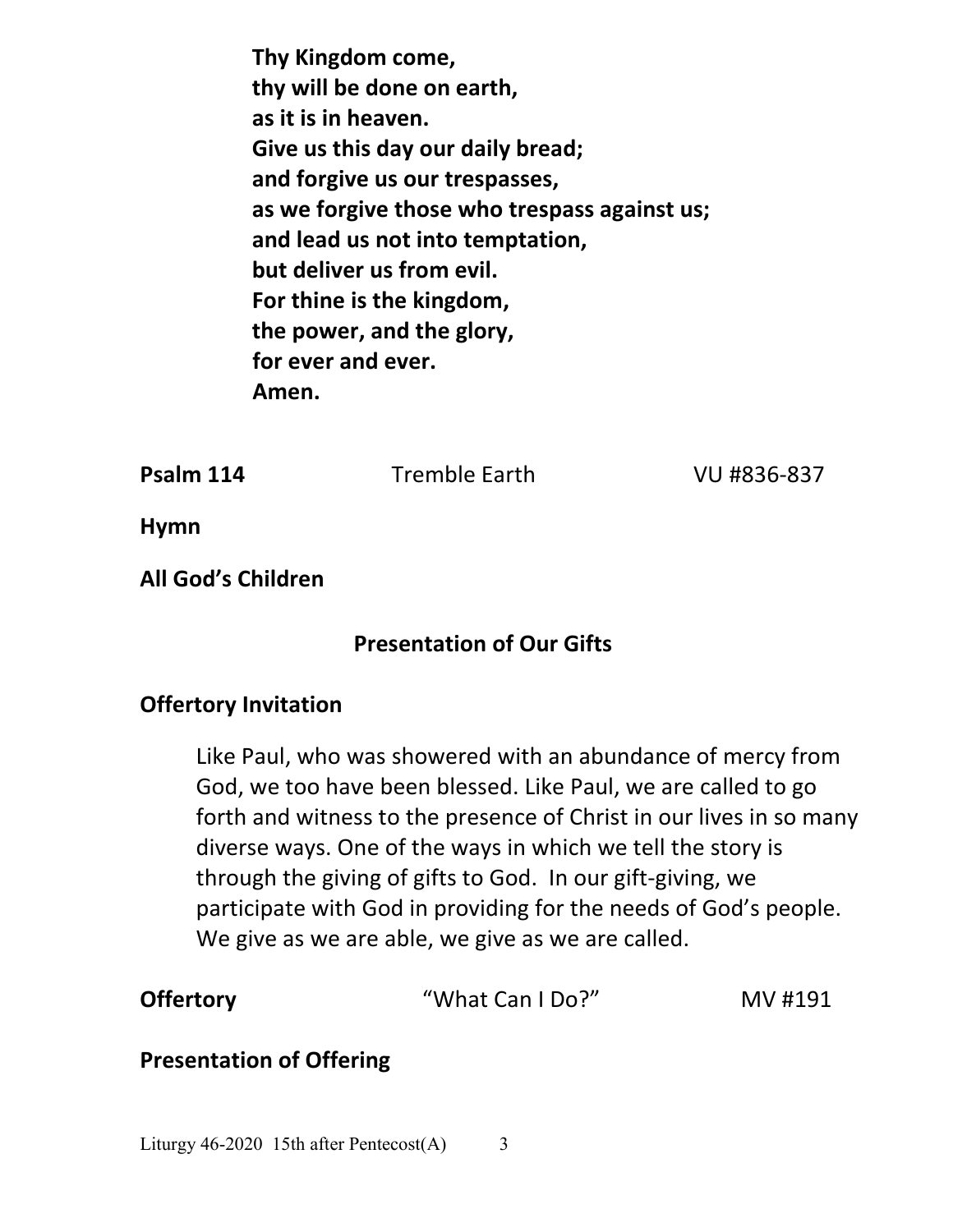**Thy Kingdom come,**
**thy will be done on earth,**
**as it is in heaven.**
**Give us this day our daily bread;**
**and forgive us our trespasses,**
**as we forgive those who trespass against us;**
**and lead us not into temptation,**
**but deliver us from evil.**
**For thine is the kingdom,**
**the power, and the glory,**
**for ever and ever.**
**Amen.**

**Psalm 114** Tremble Earth VU #836-837

**Hymn**

**All God's Children**

## Presentation of Our Gifts

**Offertory Invitation**

Like Paul, who was showered with an abundance of mercy from God, we too have been blessed. Like Paul, we are called to go forth and witness to the presence of Christ in our lives in so many diverse ways. One of the ways in which we tell the story is through the giving of gifts to God. In our gift-giving, we participate with God in providing for the needs of God's people. We give as we are able, we give as we are called.

**Offertory** "What Can I Do?" MV #191

**Presentation of Offering**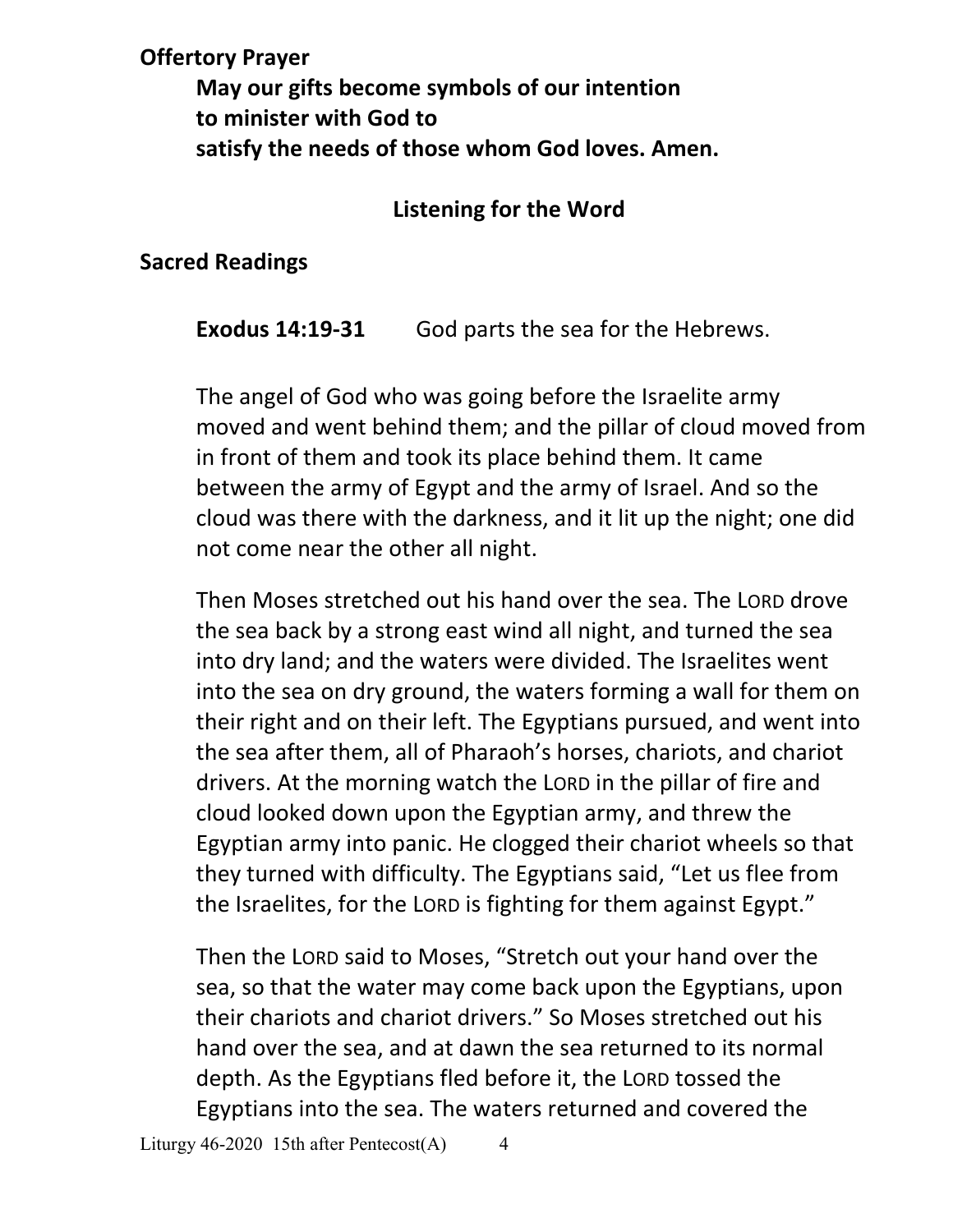**Offertory Prayer**

**May our gifts become symbols of our intention**
**to minister with God to**
**satisfy the needs of those whom God loves. Amen.**

## Listening for the Word

**Sacred Readings**

**Exodus 14:19-31** God parts the sea for the Hebrews.

The angel of God who was going before the Israelite army moved and went behind them; and the pillar of cloud moved from in front of them and took its place behind them. It came between the army of Egypt and the army of Israel. And so the cloud was there with the darkness, and it lit up the night; one did not come near the other all night.

Then Moses stretched out his hand over the sea. The LORD drove the sea back by a strong east wind all night, and turned the sea into dry land; and the waters were divided. The Israelites went into the sea on dry ground, the waters forming a wall for them on their right and on their left. The Egyptians pursued, and went into the sea after them, all of Pharaoh's horses, chariots, and chariot drivers. At the morning watch the LORD in the pillar of fire and cloud looked down upon the Egyptian army, and threw the Egyptian army into panic. He clogged their chariot wheels so that they turned with difficulty. The Egyptians said, "Let us flee from the Israelites, for the LORD is fighting for them against Egypt."

Then the LORD said to Moses, "Stretch out your hand over the sea, so that the water may come back upon the Egyptians, upon their chariots and chariot drivers." So Moses stretched out his hand over the sea, and at dawn the sea returned to its normal depth. As the Egyptians fled before it, the LORD tossed the Egyptians into the sea. The waters returned and covered the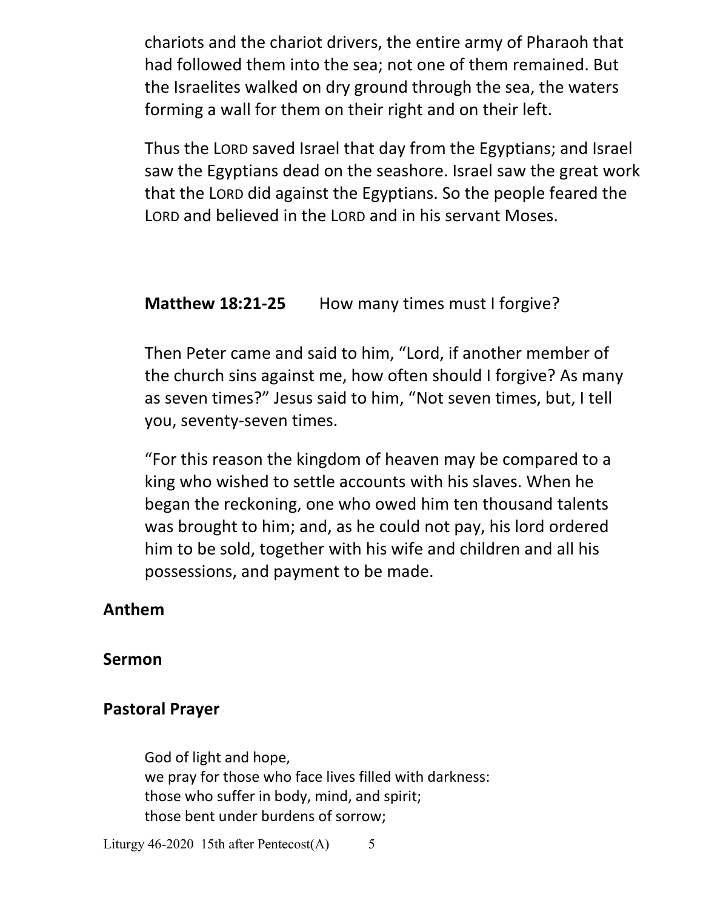chariots and the chariot drivers, the entire army of Pharaoh that had followed them into the sea; not one of them remained. But the Israelites walked on dry ground through the sea, the waters forming a wall for them on their right and on their left.

Thus the LORD saved Israel that day from the Egyptians; and Israel saw the Egyptians dead on the seashore. Israel saw the great work that the LORD did against the Egyptians. So the people feared the LORD and believed in the LORD and in his servant Moses.

**Matthew 18:21-25** How many times must I forgive?

Then Peter came and said to him, "Lord, if another member of the church sins against me, how often should I forgive? As many as seven times?" Jesus said to him, "Not seven times, but, I tell you, seventy-seven times.

"For this reason the kingdom of heaven may be compared to a king who wished to settle accounts with his slaves. When he began the reckoning, one who owed him ten thousand talents was brought to him; and, as he could not pay, his lord ordered him to be sold, together with his wife and children and all his possessions, and payment to be made.

**Anthem**

**Sermon**

**Pastoral Prayer**

God of light and hope,
we pray for those who face lives filled with darkness:
those who suffer in body, mind, and spirit;
those bent under burdens of sorrow;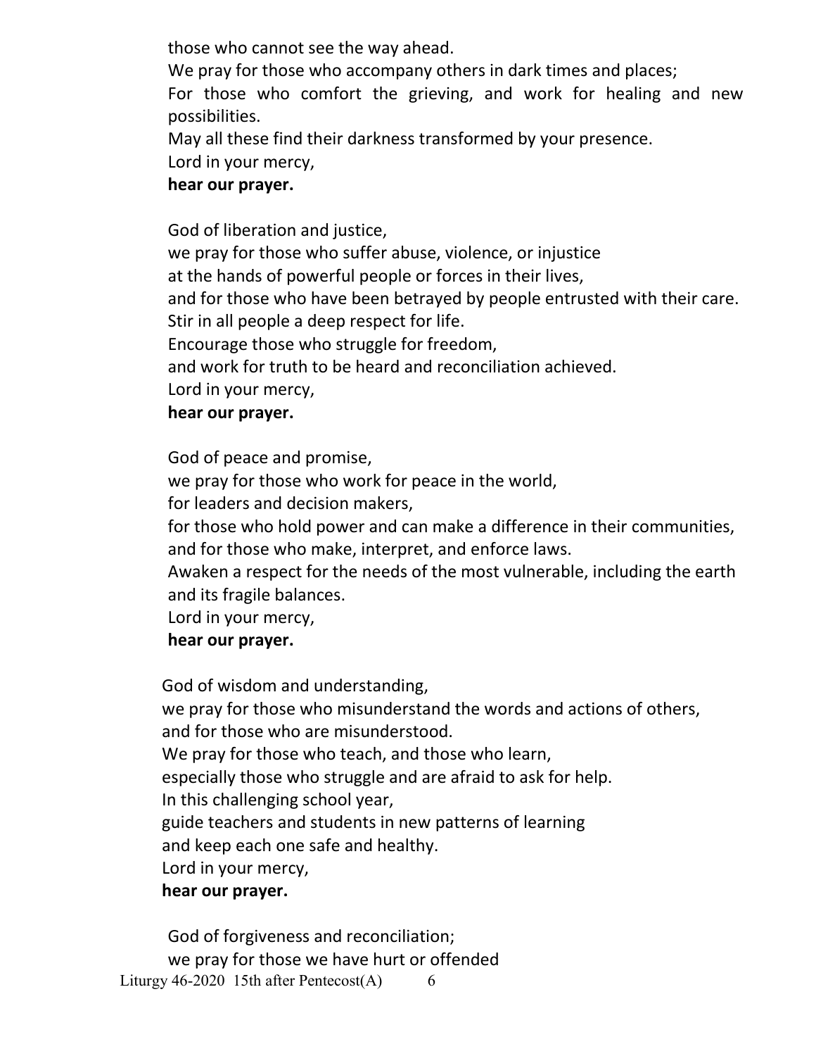those who cannot see the way ahead.  
We pray for those who accompany others in dark times and places;  
For those who comfort the grieving, and work for healing and new possibilities.  
May all these find their darkness transformed by your presence.  
Lord in your mercy,  
**hear our prayer.**

God of liberation and justice,  
we pray for those who suffer abuse, violence, or injustice  
at the hands of powerful people or forces in their lives,  
and for those who have been betrayed by people entrusted with their care.  
Stir in all people a deep respect for life.  
Encourage those who struggle for freedom,  
and work for truth to be heard and reconciliation achieved.  
Lord in your mercy,  
**hear our prayer.**

God of peace and promise,  
we pray for those who work for peace in the world,  
for leaders and decision makers,  
for those who hold power and can make a difference in their communities,  
and for those who make, interpret, and enforce laws.  
Awaken a respect for the needs of the most vulnerable, including the earth and its fragile balances.  
Lord in your mercy,  
**hear our prayer.**

God of wisdom and understanding,  
we pray for those who misunderstand the words and actions of others,  
and for those who are misunderstood.  
We pray for those who teach, and those who learn,  
especially those who struggle and are afraid to ask for help.  
In this challenging school year,  
guide teachers and students in new patterns of learning  
and keep each one safe and healthy.  
Lord in your mercy,  
**hear our prayer.**

God of forgiveness and reconciliation;  
we pray for those we have hurt or offended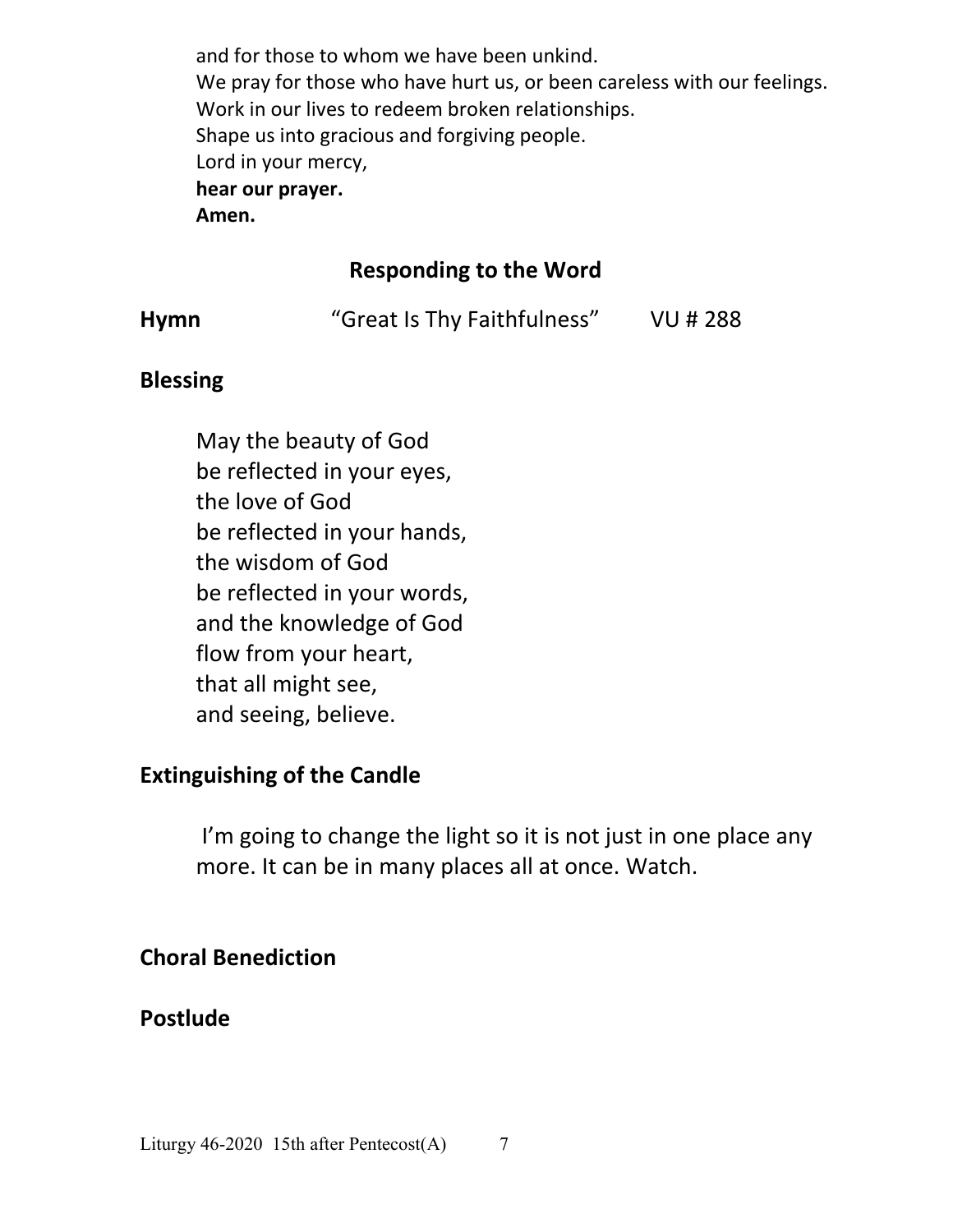and for those to whom we have been unkind.
We pray for those who have hurt us, or been careless with our feelings.
Work in our lives to redeem broken relationships.
Shape us into gracious and forgiving people.
Lord in your mercy,
**hear our prayer.**
**Amen.**

## Responding to the Word

**Hymn** "Great Is Thy Faithfulness" VU # 288

**Blessing**

May the beauty of God
be reflected in your eyes,
the love of God
be reflected in your hands,
the wisdom of God
be reflected in your words,
and the knowledge of God
flow from your heart,
that all might see,
and seeing, believe.

**Extinguishing of the Candle**

I'm going to change the light so it is not just in one place any more. It can be in many places all at once. Watch.

**Choral Benediction**

**Postlude**